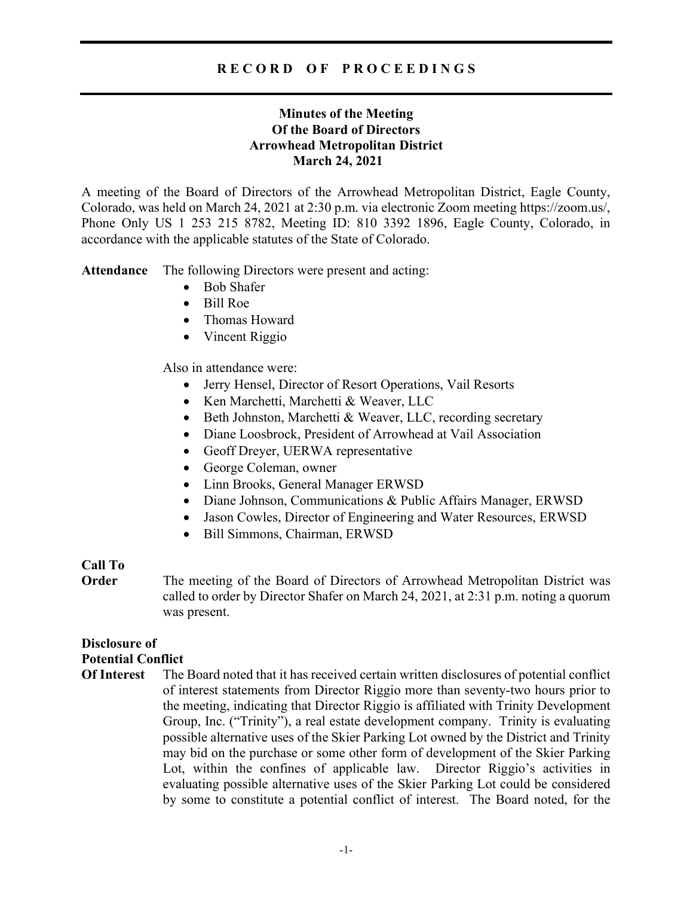# RECORD OF PROCEEDINGS

## Minutes of the Meeting Of the Board of Directors Arrowhead Metropolitan District March 24, 2021

A meeting of the Board of Directors of the Arrowhead Metropolitan District, Eagle County, Colorado, was held on March 24, 2021 at 2:30 p.m. via electronic Zoom meeting https://zoom.us/, Phone Only US 1 253 215 8782, Meeting ID: 810 3392 1896, Eagle County, Colorado, in accordance with the applicable statutes of the State of Colorado.

**Attendance** The following Directors were present and acting:

- Bob Shafer
- Bill Roe
- Thomas Howard
- Vincent Riggio

Also in attendance were:

- Jerry Hensel, Director of Resort Operations, Vail Resorts
- Ken Marchetti, Marchetti & Weaver, LLC
- Beth Johnston, Marchetti & Weaver, LLC, recording secretary
- Diane Loosbrock, President of Arrowhead at Vail Association
- Geoff Dreyer, UERWA representative
- George Coleman, owner
- Linn Brooks, General Manager ERWSD
- Diane Johnson, Communications & Public Affairs Manager, ERWSD
- Jason Cowles, Director of Engineering and Water Resources, ERWSD
- Bill Simmons, Chairman, ERWSD

**Call To Order** The meeting of the Board of Directors of Arrowhead Metropolitan District was called to order by Director Shafer on March 24, 2021, at 2:31 p.m. noting a quorum was present.

**Disclosure of Potential Conflict Of Interest** The Board noted that it has received certain written disclosures of potential conflict of interest statements from Director Riggio more than seventy-two hours prior to the meeting, indicating that Director Riggio is affiliated with Trinity Development Group, Inc. ("Trinity"), a real estate development company. Trinity is evaluating possible alternative uses of the Skier Parking Lot owned by the District and Trinity may bid on the purchase or some other form of development of the Skier Parking Lot, within the confines of applicable law. Director Riggio's activities in evaluating possible alternative uses of the Skier Parking Lot could be considered by some to constitute a potential conflict of interest. The Board noted, for the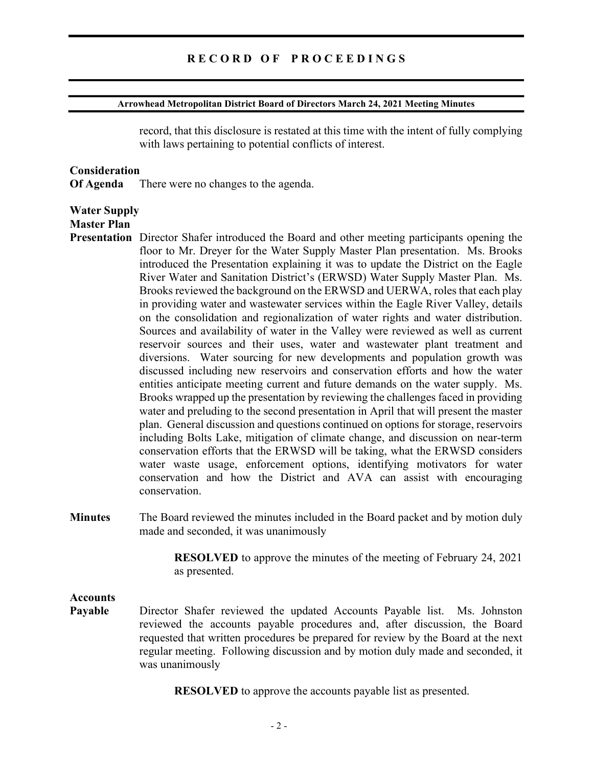record, that this disclosure is restated at this time with the intent of fully complying with laws pertaining to potential conflicts of interest.

**Consideration Of Agenda** There were no changes to the agenda.

**Water Supply Master Plan Presentation** Director Shafer introduced the Board and other meeting participants opening the floor to Mr. Dreyer for the Water Supply Master Plan presentation. Ms. Brooks introduced the Presentation explaining it was to update the District on the Eagle River Water and Sanitation District's (ERWSD) Water Supply Master Plan. Ms. Brooks reviewed the background on the ERWSD and UERWA, roles that each play in providing water and wastewater services within the Eagle River Valley, details on the consolidation and regionalization of water rights and water distribution. Sources and availability of water in the Valley were reviewed as well as current reservoir sources and their uses, water and wastewater plant treatment and diversions. Water sourcing for new developments and population growth was discussed including new reservoirs and conservation efforts and how the water entities anticipate meeting current and future demands on the water supply. Ms. Brooks wrapped up the presentation by reviewing the challenges faced in providing water and preluding to the second presentation in April that will present the master plan. General discussion and questions continued on options for storage, reservoirs including Bolts Lake, mitigation of climate change, and discussion on near-term conservation efforts that the ERWSD will be taking, what the ERWSD considers water waste usage, enforcement options, identifying motivators for water conservation and how the District and AVA can assist with encouraging conservation.

**Minutes** The Board reviewed the minutes included in the Board packet and by motion duly made and seconded, it was unanimously

> **RESOLVED** to approve the minutes of the meeting of February 24, 2021 as presented.

**Accounts Payable** Director Shafer reviewed the updated Accounts Payable list. Ms. Johnston reviewed the accounts payable procedures and, after discussion, the Board requested that written procedures be prepared for review by the Board at the next regular meeting. Following discussion and by motion duly made and seconded, it was unanimously

> **RESOLVED** to approve the accounts payable list as presented.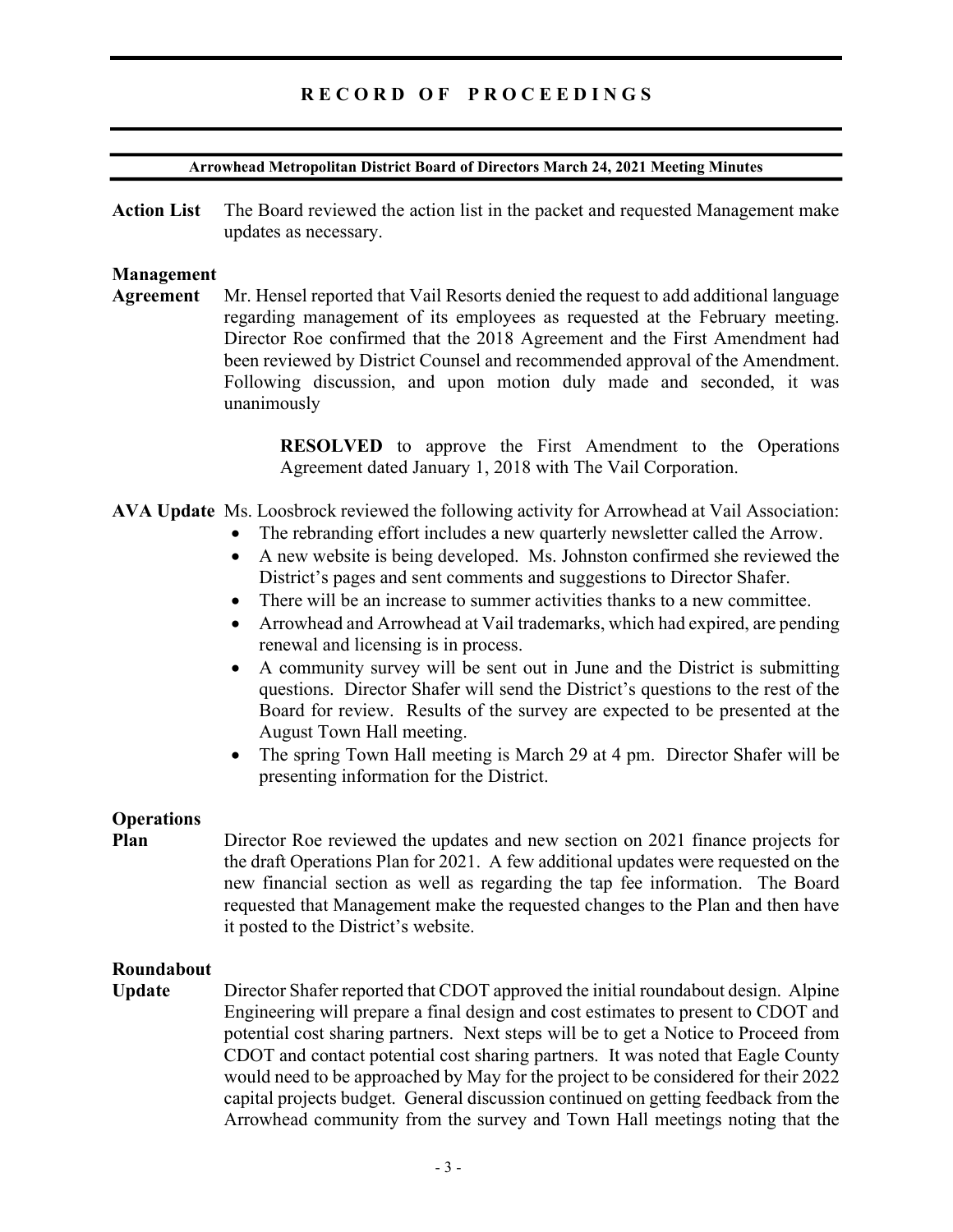**Action List** The Board reviewed the action list in the packet and requested Management make updates as necessary.

**Management Agreement** Mr. Hensel reported that Vail Resorts denied the request to add additional language regarding management of its employees as requested at the February meeting. Director Roe confirmed that the 2018 Agreement and the First Amendment had been reviewed by District Counsel and recommended approval of the Amendment. Following discussion, and upon motion duly made and seconded, it was unanimously

> **RESOLVED** to approve the First Amendment to the Operations Agreement dated January 1, 2018 with The Vail Corporation.

**AVA Update** Ms. Loosbrock reviewed the following activity for Arrowhead at Vail Association:

- The rebranding effort includes a new quarterly newsletter called the Arrow.
- A new website is being developed. Ms. Johnston confirmed she reviewed the District's pages and sent comments and suggestions to Director Shafer.
- There will be an increase to summer activities thanks to a new committee.
- Arrowhead and Arrowhead at Vail trademarks, which had expired, are pending renewal and licensing is in process.
- A community survey will be sent out in June and the District is submitting questions. Director Shafer will send the District's questions to the rest of the Board for review. Results of the survey are expected to be presented at the August Town Hall meeting.
- The spring Town Hall meeting is March 29 at 4 pm. Director Shafer will be presenting information for the District.

**Operations Plan** Director Roe reviewed the updates and new section on 2021 finance projects for the draft Operations Plan for 2021. A few additional updates were requested on the new financial section as well as regarding the tap fee information. The Board requested that Management make the requested changes to the Plan and then have it posted to the District's website.

**Roundabout Update** Director Shafer reported that CDOT approved the initial roundabout design. Alpine Engineering will prepare a final design and cost estimates to present to CDOT and potential cost sharing partners. Next steps will be to get a Notice to Proceed from CDOT and contact potential cost sharing partners. It was noted that Eagle County would need to be approached by May for the project to be considered for their 2022 capital projects budget. General discussion continued on getting feedback from the Arrowhead community from the survey and Town Hall meetings noting that the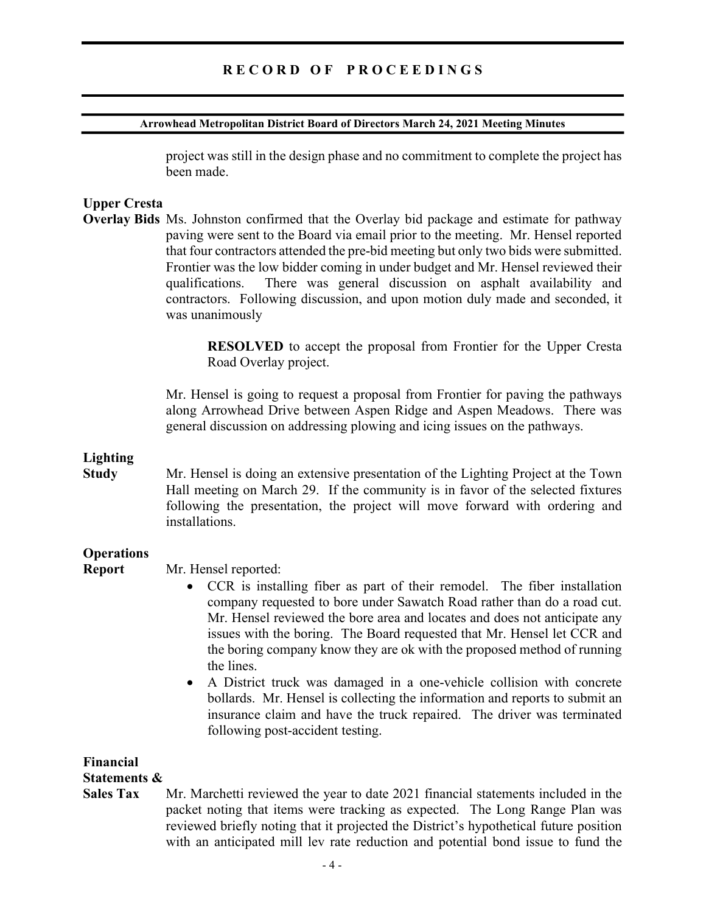project was still in the design phase and no commitment to complete the project has been made.

**Upper Cresta Overlay Bids** Ms. Johnston confirmed that the Overlay bid package and estimate for pathway paving were sent to the Board via email prior to the meeting. Mr. Hensel reported that four contractors attended the pre-bid meeting but only two bids were submitted. Frontier was the low bidder coming in under budget and Mr. Hensel reviewed their qualifications. There was general discussion on asphalt availability and contractors. Following discussion, and upon motion duly made and seconded, it was unanimously

> **RESOLVED** to accept the proposal from Frontier for the Upper Cresta Road Overlay project.

Mr. Hensel is going to request a proposal from Frontier for paving the pathways along Arrowhead Drive between Aspen Ridge and Aspen Meadows. There was general discussion on addressing plowing and icing issues on the pathways.

**Lighting Study** Mr. Hensel is doing an extensive presentation of the Lighting Project at the Town Hall meeting on March 29. If the community is in favor of the selected fixtures following the presentation, the project will move forward with ordering and installations.

**Operations Report** Mr. Hensel reported:

- CCR is installing fiber as part of their remodel. The fiber installation company requested to bore under Sawatch Road rather than do a road cut. Mr. Hensel reviewed the bore area and locates and does not anticipate any issues with the boring. The Board requested that Mr. Hensel let CCR and the boring company know they are ok with the proposed method of running the lines.
- A District truck was damaged in a one-vehicle collision with concrete bollards. Mr. Hensel is collecting the information and reports to submit an insurance claim and have the truck repaired. The driver was terminated following post-accident testing.

**Financial Statements & Sales Tax** Mr. Marchetti reviewed the year to date 2021 financial statements included in the packet noting that items were tracking as expected. The Long Range Plan was reviewed briefly noting that it projected the District's hypothetical future position with an anticipated mill lev rate reduction and potential bond issue to fund the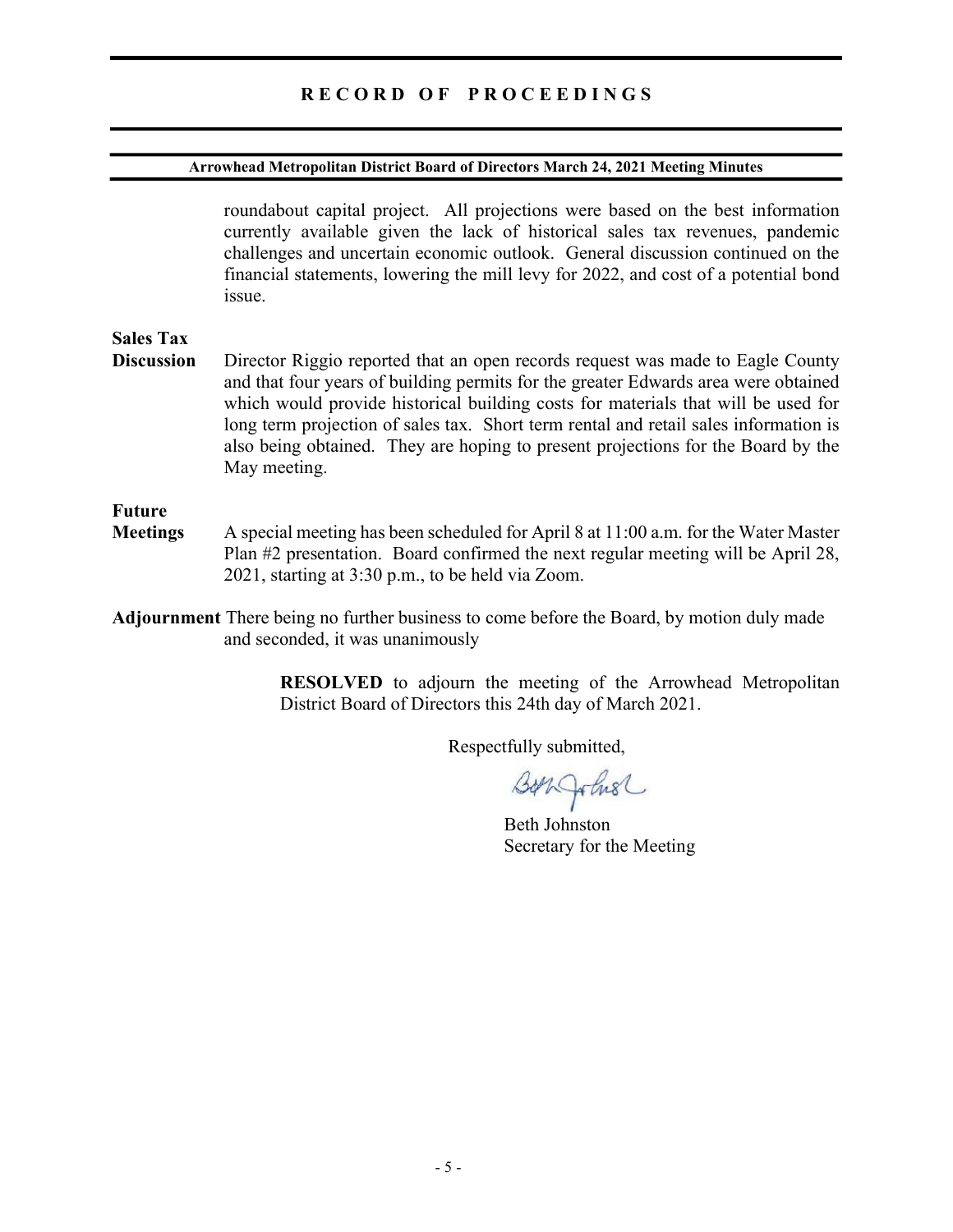roundabout capital project. All projections were based on the best information currently available given the lack of historical sales tax revenues, pandemic challenges and uncertain economic outlook. General discussion continued on the financial statements, lowering the mill levy for 2022, and cost of a potential bond issue.

**Sales Tax Discussion**

Director Riggio reported that an open records request was made to Eagle County and that four years of building permits for the greater Edwards area were obtained which would provide historical building costs for materials that will be used for long term projection of sales tax. Short term rental and retail sales information is also being obtained. They are hoping to present projections for the Board by the May meeting.

**Future Meetings**

A special meeting has been scheduled for April 8 at 11:00 a.m. for the Water Master Plan #2 presentation. Board confirmed the next regular meeting will be April 28, 2021, starting at 3:30 p.m., to be held via Zoom.

**Adjournment**

There being no further business to come before the Board, by motion duly made and seconded, it was unanimously

> **RESOLVED** to adjourn the meeting of the Arrowhead Metropolitan District Board of Directors this 24th day of March 2021.

Respectfully submitted,

Beth Johnston
Secretary for the Meeting